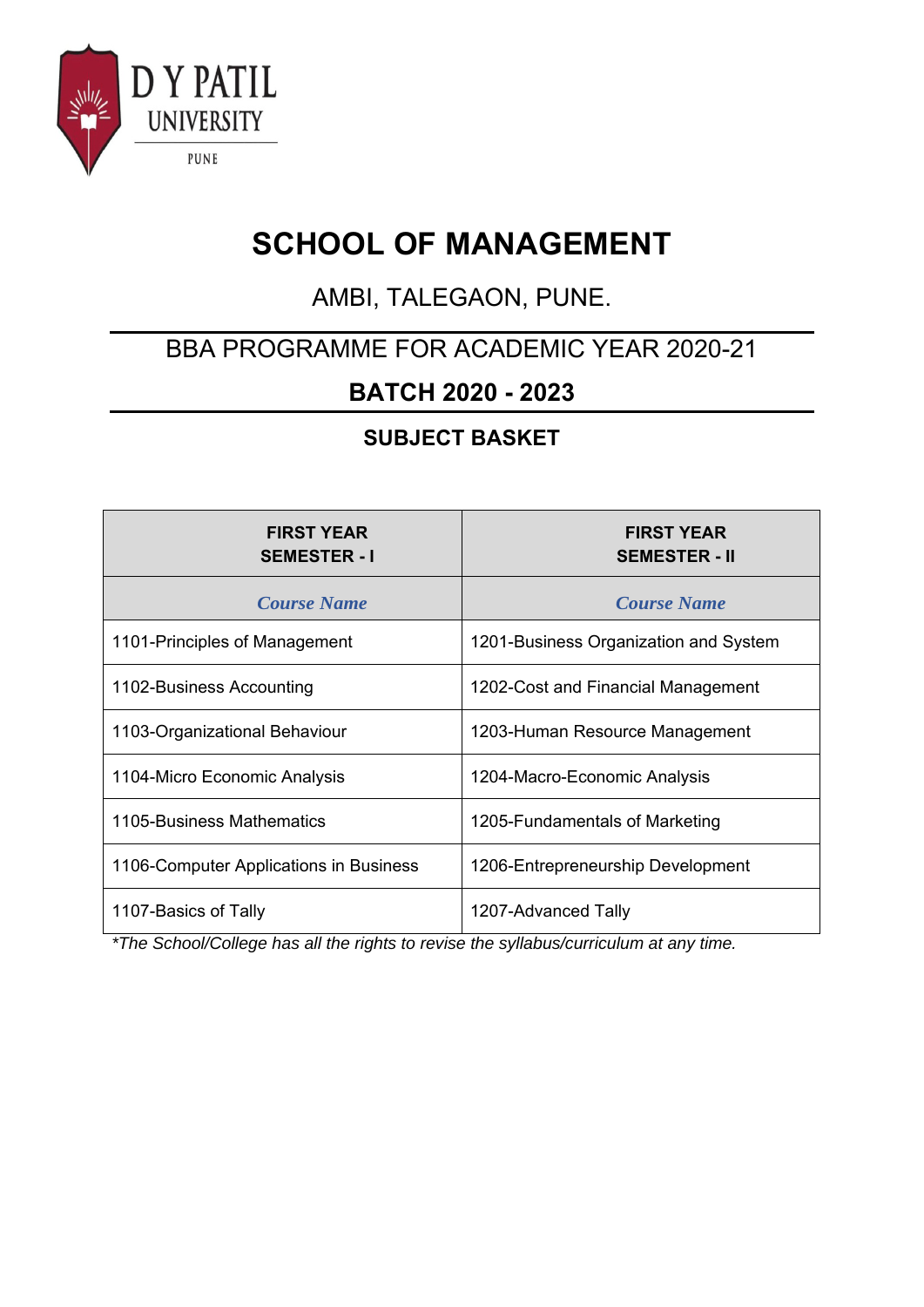D Y PATIL
UNIVERSITY
PUNE

# SCHOOL OF MANAGEMENT

## AMBI, TALEGAON, PUNE.

## BBA PROGRAMME FOR ACADEMIC YEAR 2020-21

## BATCH 2020 - 2023

### SUBJECT BASKET

| FIRST YEAR SEMESTER - I | FIRST YEAR SEMESTER - II |
|---|---|
| *Course Name* | *Course Name* |
| 1101-Principles of Management | 1201-Business Organization and System |
| 1102-Business Accounting | 1202-Cost and Financial Management |
| 1103-Organizational Behaviour | 1203-Human Resource Management |
| 1104-Micro Economic Analysis | 1204-Macro-Economic Analysis |
| 1105-Business Mathematics | 1205-Fundamentals of Marketing |
| 1106-Computer Applications in Business | 1206-Entrepreneurship Development |
| 1107-Basics of Tally | 1207-Advanced Tally |

**The School/College has all the rights to revise the syllabus/curriculum at any time.*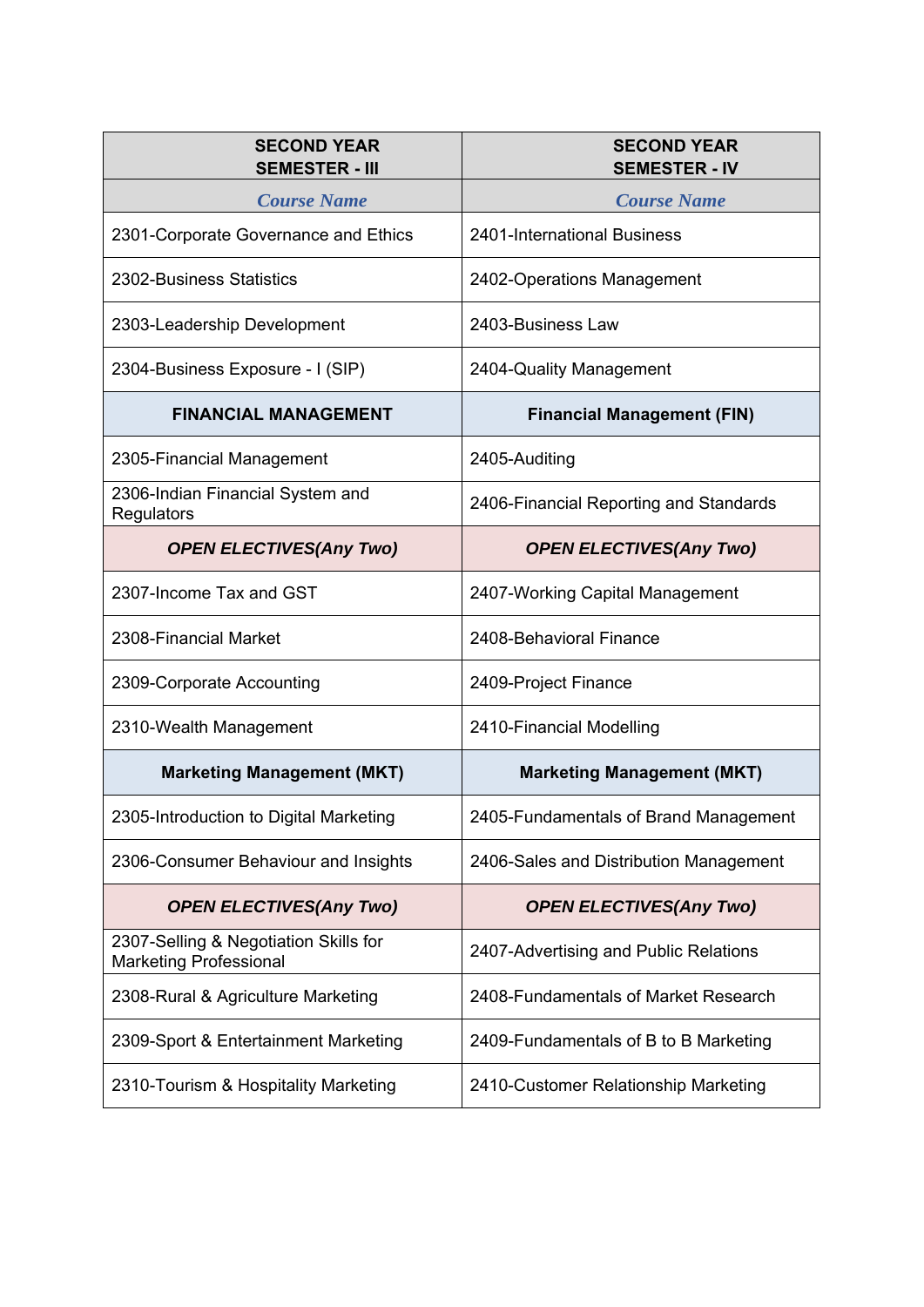| **SECOND YEAR SEMESTER - III** | **SECOND YEAR SEMESTER - IV** |
|---|---|
| ***Course Name*** | ***Course Name*** |
| 2301-Corporate Governance and Ethics | 2401-International Business |
| 2302-Business Statistics | 2402-Operations Management |
| 2303-Leadership Development | 2403-Business Law |
| 2304-Business Exposure - I (SIP) | 2404-Quality Management |
| **FINANCIAL MANAGEMENT** | **Financial Management (FIN)** |
| 2305-Financial Management | 2405-Auditing |
| 2306-Indian Financial System and Regulators | 2406-Financial Reporting and Standards |
| ***OPEN ELECTIVES(Any Two)*** | ***OPEN ELECTIVES(Any Two)*** |
| 2307-Income Tax and GST | 2407-Working Capital Management |
| 2308-Financial Market | 2408-Behavioral Finance |
| 2309-Corporate Accounting | 2409-Project Finance |
| 2310-Wealth Management | 2410-Financial Modelling |
| **Marketing Management (MKT)** | **Marketing Management (MKT)** |
| 2305-Introduction to Digital Marketing | 2405-Fundamentals of Brand Management |
| 2306-Consumer Behaviour and Insights | 2406-Sales and Distribution Management |
| ***OPEN ELECTIVES(Any Two)*** | ***OPEN ELECTIVES(Any Two)*** |
| 2307-Selling & Negotiation Skills for Marketing Professional | 2407-Advertising and Public Relations |
| 2308-Rural & Agriculture Marketing | 2408-Fundamentals of Market Research |
| 2309-Sport & Entertainment Marketing | 2409-Fundamentals of B to B Marketing |
| 2310-Tourism & Hospitality Marketing | 2410-Customer Relationship Marketing |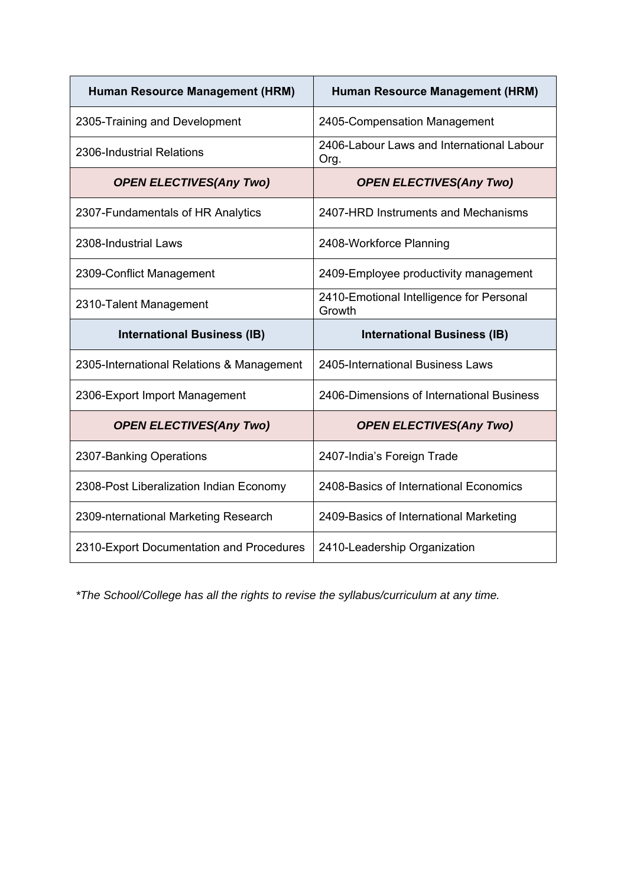| Human Resource Management (HRM) | Human Resource Management (HRM) |
|---|---|
| 2305-Training and Development | 2405-Compensation Management |
| 2306-Industrial Relations | 2406-Labour Laws and International Labour Org. |
| ***OPEN ELECTIVES(Any Two)*** | ***OPEN ELECTIVES(Any Two)*** |
| 2307-Fundamentals of HR Analytics | 2407-HRD Instruments and Mechanisms |
| 2308-Industrial Laws | 2408-Workforce Planning |
| 2309-Conflict Management | 2409-Employee productivity management |
| 2310-Talent Management | 2410-Emotional Intelligence for Personal Growth |
| **International Business (IB)** | **International Business (IB)** |
| 2305-International Relations & Management | 2405-International Business Laws |
| 2306-Export Import Management | 2406-Dimensions of International Business |
| ***OPEN ELECTIVES(Any Two)*** | ***OPEN ELECTIVES(Any Two)*** |
| 2307-Banking Operations | 2407-India's Foreign Trade |
| 2308-Post Liberalization Indian Economy | 2408-Basics of International Economics |
| 2309-nternational Marketing Research | 2409-Basics of International Marketing |
| 2310-Export Documentation and Procedures | 2410-Leadership Organization |

*\*The School/College has all the rights to revise the syllabus/curriculum at any time.*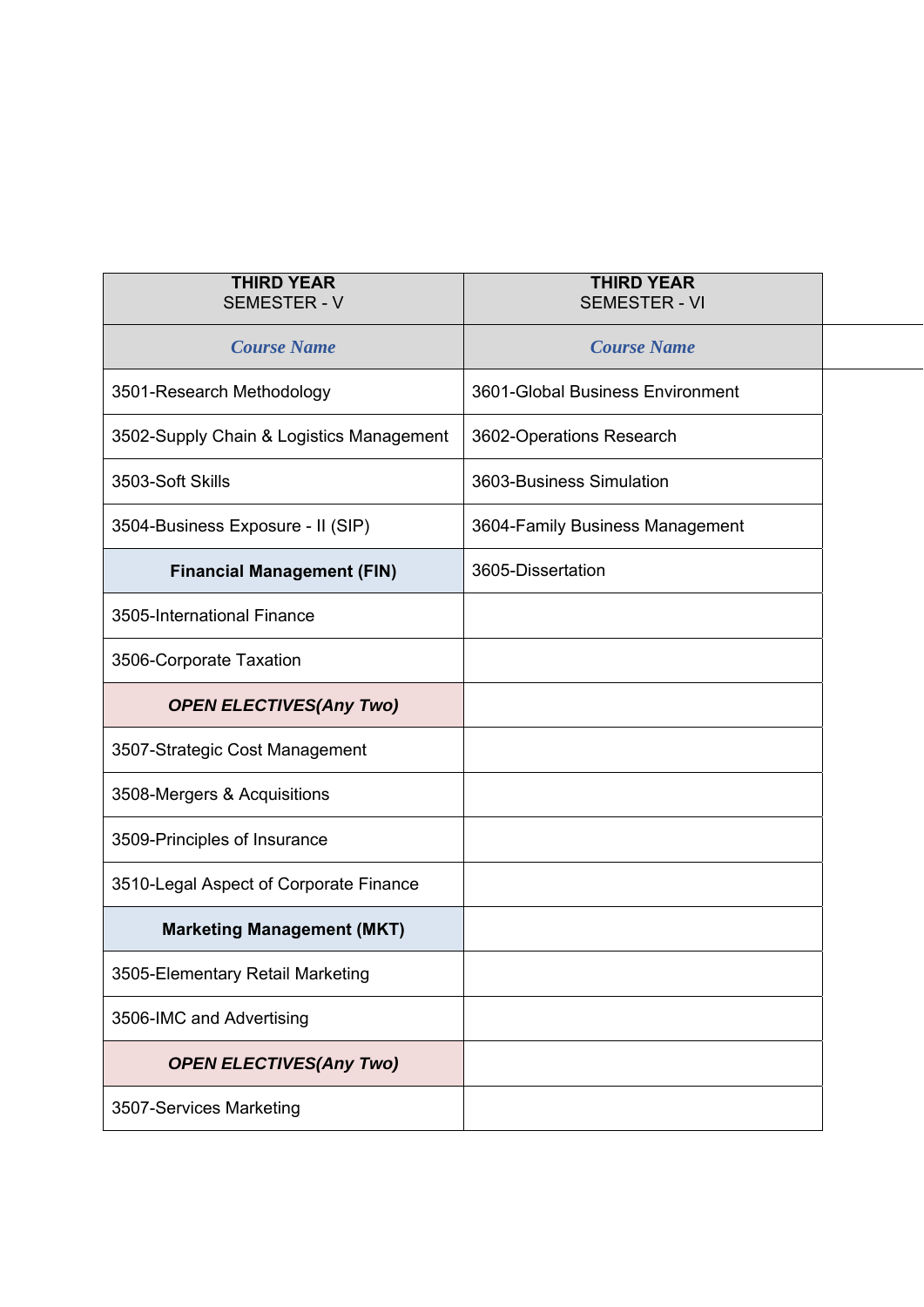| THIRD YEAR<br>SEMESTER - V | THIRD YEAR<br>SEMESTER - VI |
|---|---|
| ***Course Name*** | ***Course Name*** |
| 3501-Research Methodology | 3601-Global Business Environment |
| 3502-Supply Chain & Logistics Management | 3602-Operations Research |
| 3503-Soft Skills | 3603-Business Simulation |
| 3504-Business Exposure - II (SIP) | 3604-Family Business Management |
| **Financial Management (FIN)** | 3605-Dissertation |
| 3505-International Finance | |
| 3506-Corporate Taxation | |
| ***OPEN ELECTIVES(Any Two)*** | |
| 3507-Strategic Cost Management | |
| 3508-Mergers & Acquisitions | |
| 3509-Principles of Insurance | |
| 3510-Legal Aspect of Corporate Finance | |
| **Marketing Management (MKT)** | |
| 3505-Elementary Retail Marketing | |
| 3506-IMC and Advertising | |
| ***OPEN ELECTIVES(Any Two)*** | |
| 3507-Services Marketing | |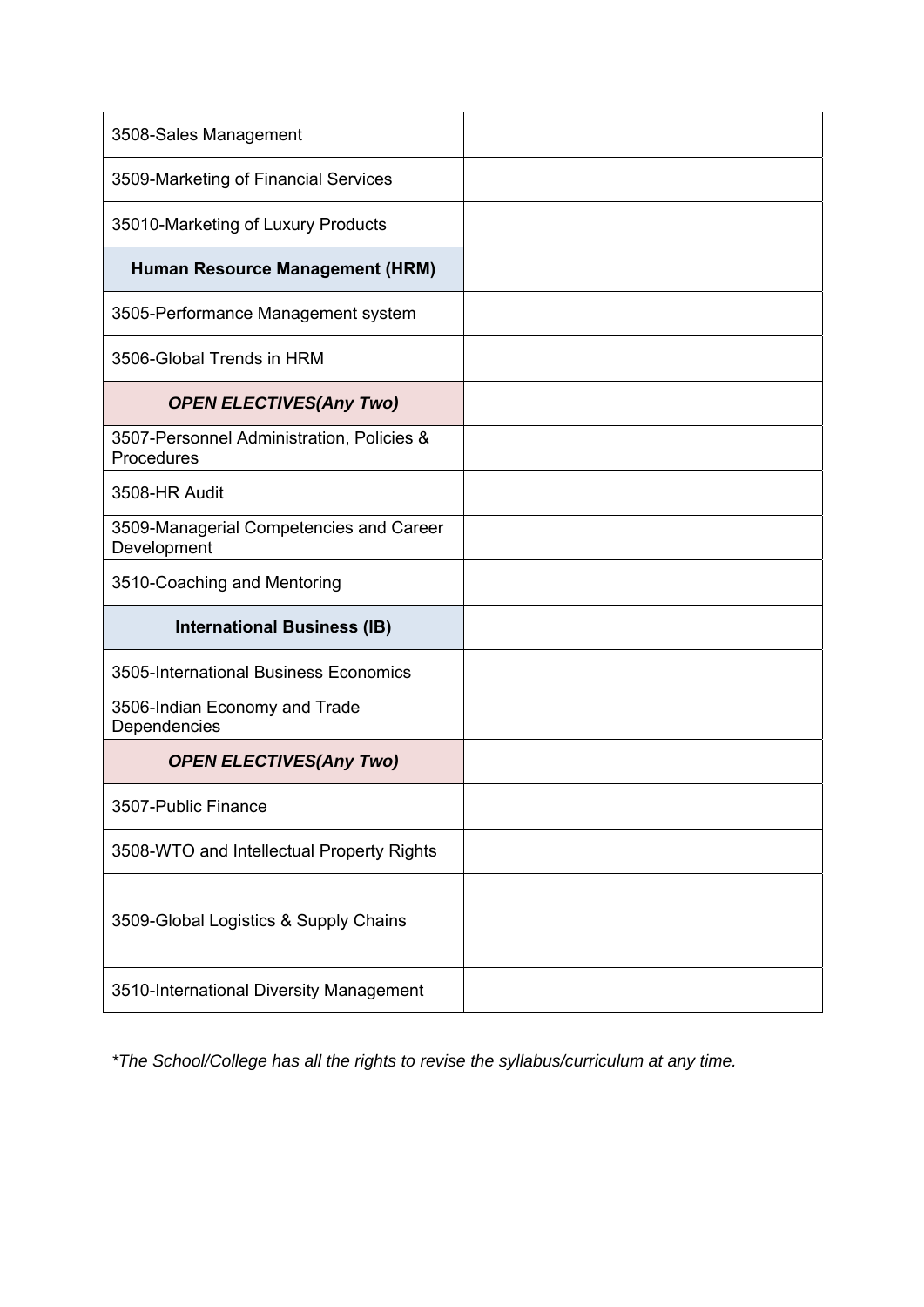| | |
|---|---|
| 3508-Sales Management | |
| 3509-Marketing of Financial Services | |
| 35010-Marketing of Luxury Products | |
| **Human Resource Management (HRM)** | |
| 3505-Performance Management system | |
| 3506-Global Trends in HRM | |
| ***OPEN ELECTIVES(Any Two)*** | |
| 3507-Personnel Administration, Policies & Procedures | |
| 3508-HR Audit | |
| 3509-Managerial Competencies and Career Development | |
| 3510-Coaching and Mentoring | |
| **International Business (IB)** | |
| 3505-International Business Economics | |
| 3506-Indian Economy and Trade Dependencies | |
| ***OPEN ELECTIVES(Any Two)*** | |
| 3507-Public Finance | |
| 3508-WTO and Intellectual Property Rights | |
| 3509-Global Logistics & Supply Chains | |
| 3510-International Diversity Management | |

*\*The School/College has all the rights to revise the syllabus/curriculum at any time.*